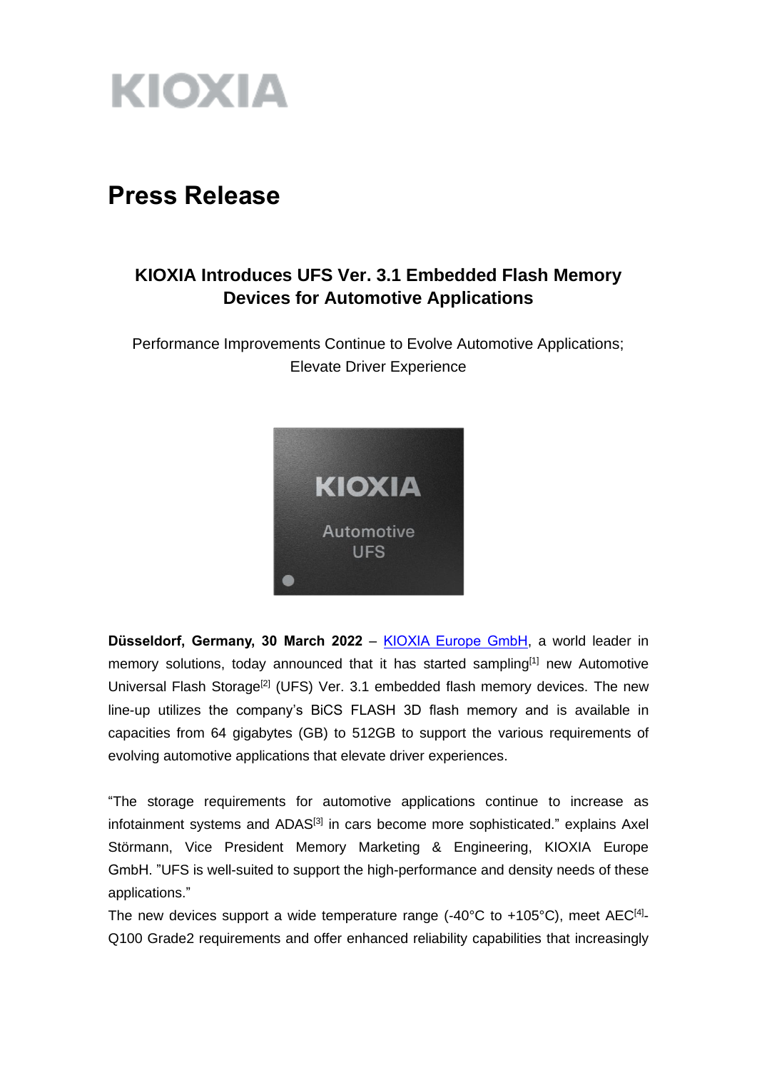KIOXIA

# Press Release

## KIOXIA Introduces UFS Ver. 3.1 Embedded Flash Memory Devices for Automotive Applications

Performance Improvements Continue to Evolve Automotive Applications; Elevate Driver Experience

**Düsseldorf, Germany, 30 March 2022** – KIOXIA Europe GmbH, a world leader in memory solutions, today announced that it has started sampling[1] new Automotive Universal Flash Storage[2] (UFS) Ver. 3.1 embedded flash memory devices. The new line-up utilizes the company's BiCS FLASH 3D flash memory and is available in capacities from 64 gigabytes (GB) to 512GB to support the various requirements of evolving automotive applications that elevate driver experiences.

"The storage requirements for automotive applications continue to increase as infotainment systems and ADAS[3] in cars become more sophisticated." explains Axel Störmann, Vice President Memory Marketing & Engineering, KIOXIA Europe GmbH. "UFS is well-suited to support the high-performance and density needs of these applications."

The new devices support a wide temperature range (-40°C to +105°C), meet AEC[4]-Q100 Grade2 requirements and offer enhanced reliability capabilities that increasingly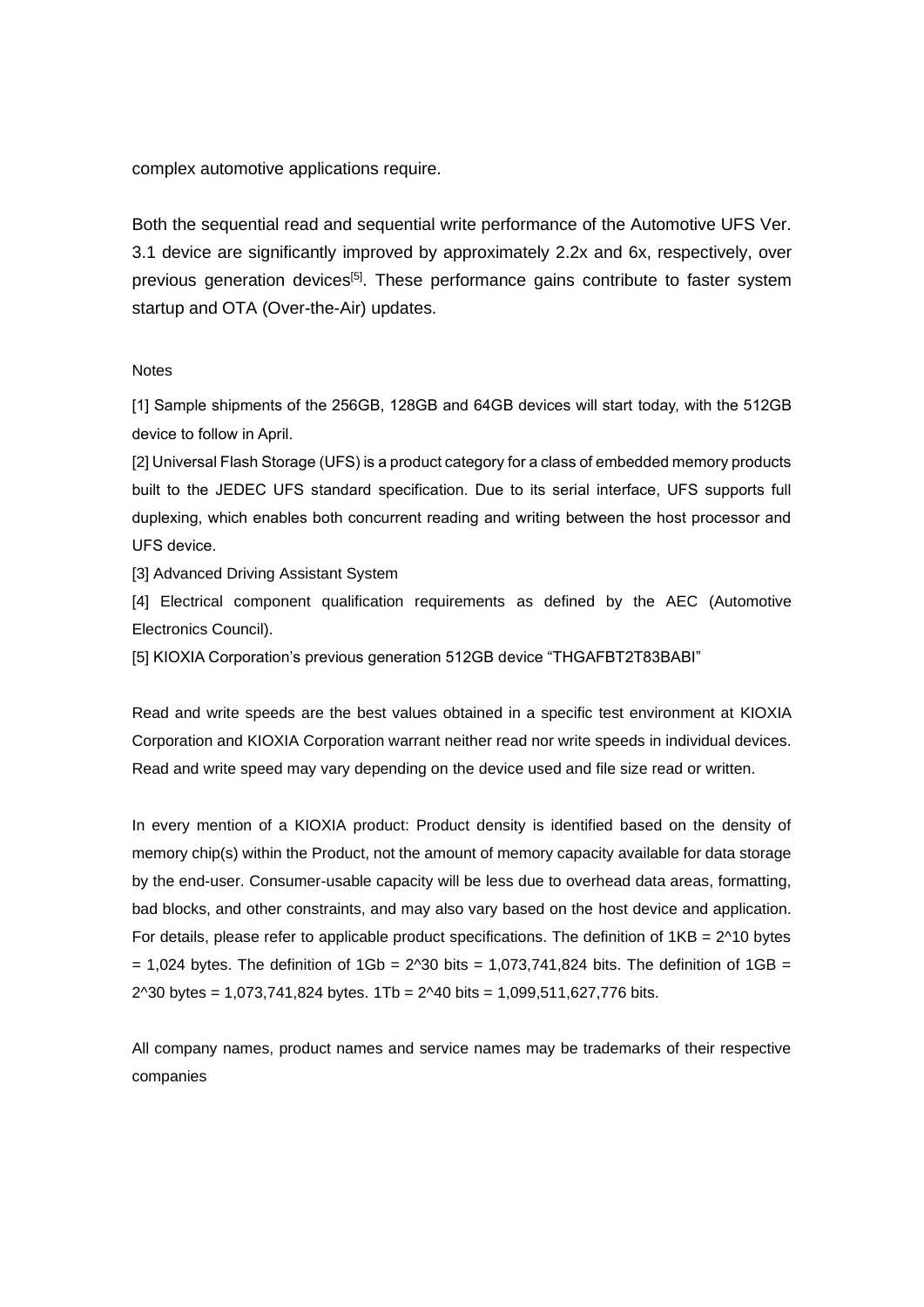complex automotive applications require.

Both the sequential read and sequential write performance of the Automotive UFS Ver. 3.1 device are significantly improved by approximately 2.2x and 6x, respectively, over previous generation devices[5]. These performance gains contribute to faster system startup and OTA (Over-the-Air) updates.

Notes

[1] Sample shipments of the 256GB, 128GB and 64GB devices will start today, with the 512GB device to follow in April.

[2] Universal Flash Storage (UFS) is a product category for a class of embedded memory products built to the JEDEC UFS standard specification. Due to its serial interface, UFS supports full duplexing, which enables both concurrent reading and writing between the host processor and UFS device.

[3] Advanced Driving Assistant System

[4] Electrical component qualification requirements as defined by the AEC (Automotive Electronics Council).

[5] KIOXIA Corporation's previous generation 512GB device "THGAFBT2T83BABI"

Read and write speeds are the best values obtained in a specific test environment at KIOXIA Corporation and KIOXIA Corporation warrant neither read nor write speeds in individual devices. Read and write speed may vary depending on the device used and file size read or written.

In every mention of a KIOXIA product: Product density is identified based on the density of memory chip(s) within the Product, not the amount of memory capacity available for data storage by the end-user. Consumer-usable capacity will be less due to overhead data areas, formatting, bad blocks, and other constraints, and may also vary based on the host device and application. For details, please refer to applicable product specifications. The definition of 1KB = 2^10 bytes = 1,024 bytes. The definition of 1Gb = 2^30 bits = 1,073,741,824 bits. The definition of 1GB = 2^30 bytes = 1,073,741,824 bytes. 1Tb = 2^40 bits = 1,099,511,627,776 bits.

All company names, product names and service names may be trademarks of their respective companies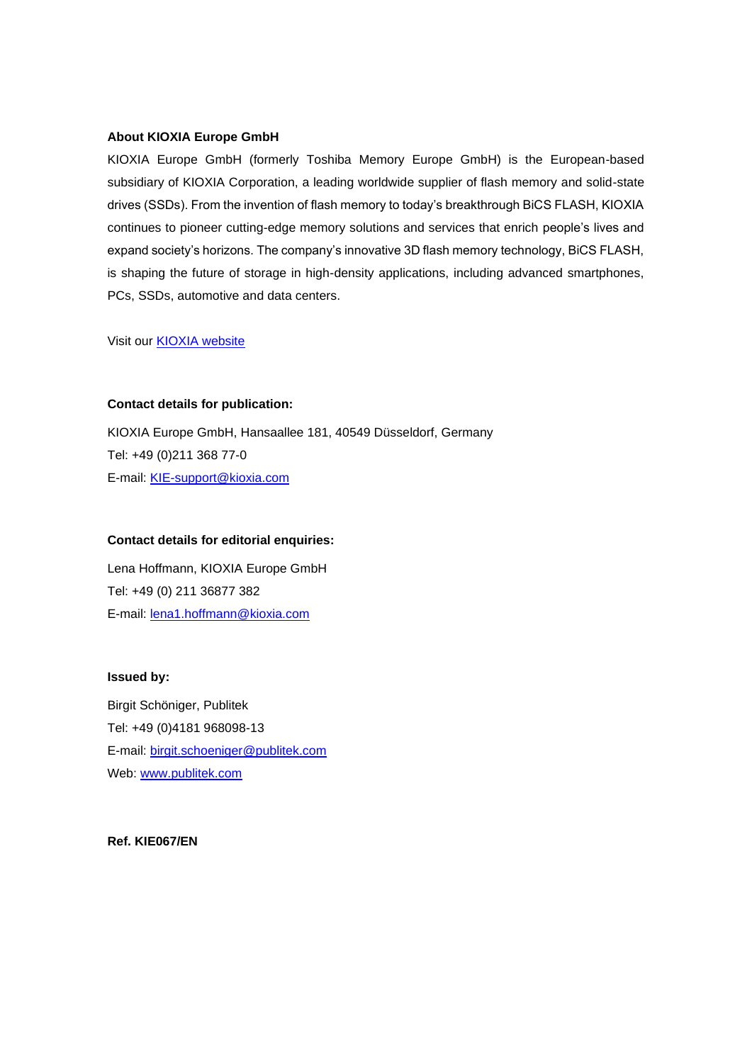**About KIOXIA Europe GmbH**

KIOXIA Europe GmbH (formerly Toshiba Memory Europe GmbH) is the European-based subsidiary of KIOXIA Corporation, a leading worldwide supplier of flash memory and solid-state drives (SSDs). From the invention of flash memory to today's breakthrough BiCS FLASH, KIOXIA continues to pioneer cutting-edge memory solutions and services that enrich people's lives and expand society's horizons. The company's innovative 3D flash memory technology, BiCS FLASH, is shaping the future of storage in high-density applications, including advanced smartphones, PCs, SSDs, automotive and data centers.

Visit our KIOXIA website

**Contact details for publication:**

KIOXIA Europe GmbH, Hansaallee 181, 40549 Düsseldorf, Germany
Tel: +49 (0)211 368 77-0
E-mail: KIE-support@kioxia.com

**Contact details for editorial enquiries:**

Lena Hoffmann, KIOXIA Europe GmbH
Tel: +49 (0) 211 36877 382
E-mail: lena1.hoffmann@kioxia.com

**Issued by:**

Birgit Schöniger, Publitek
Tel: +49 (0)4181 968098-13
E-mail: birgit.schoeniger@publitek.com
Web: www.publitek.com

**Ref. KIE067/EN**